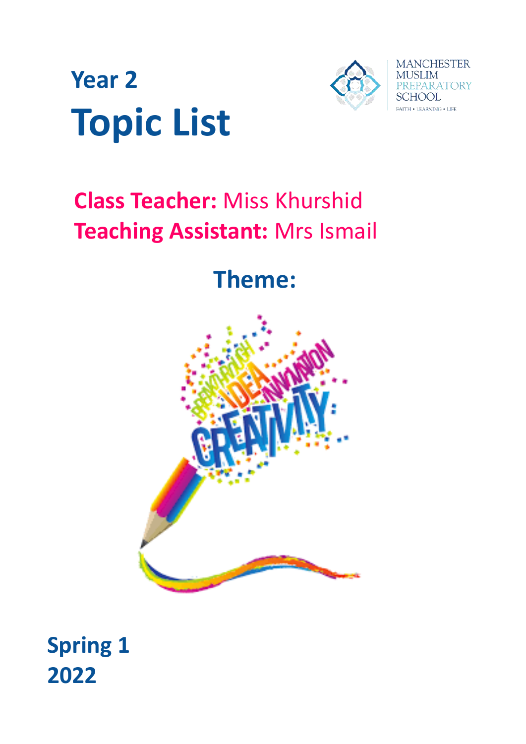# Year 2
# Topic List

MANCHESTER MUSLIM PREPARATORY SCHOOL

FAITH • LEARNING • LIFE

**Class Teacher:** Miss Khurshid

**Teaching Assistant:** Mrs Ismail

## Theme:

**Spring 1**
**2022**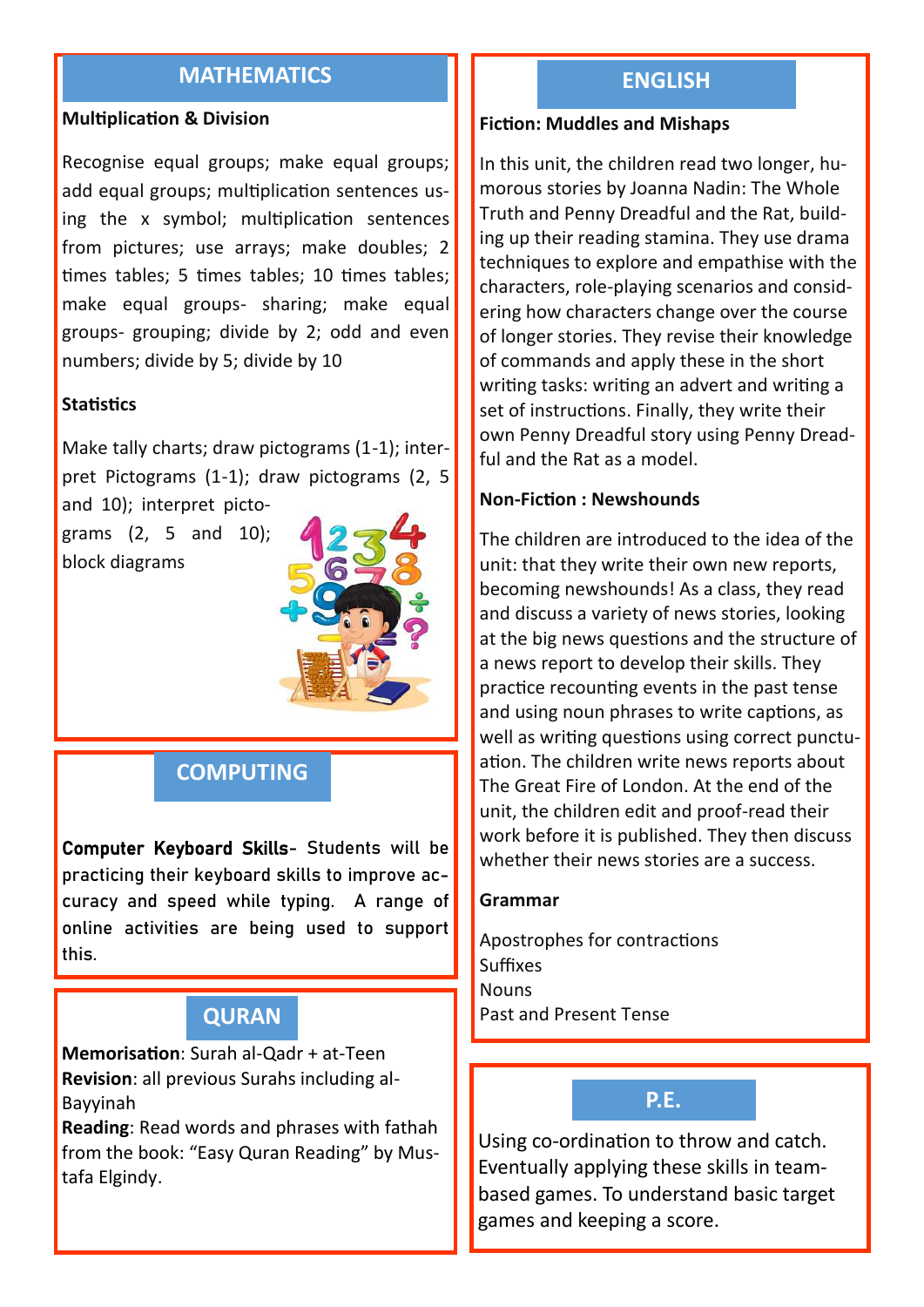## MATHEMATICS

**Multiplication & Division**

Recognise equal groups; make equal groups; add equal groups; multiplication sentences using the x symbol; multiplication sentences from pictures; use arrays; make doubles; 2 times tables; 5 times tables; 10 times tables; make equal groups- sharing; make equal groups- grouping; divide by 2; odd and even numbers; divide by 5; divide by 10

**Statistics**

Make tally charts; draw pictograms (1-1); interpret Pictograms (1-1); draw pictograms (2, 5 and 10); interpret pictograms (2, 5 and 10); block diagrams

## COMPUTING

**Computer Keyboard Skills**- Students will be practicing their keyboard skills to improve accuracy and speed while typing. A range of online activities are being used to support this.

## QURAN

**Memorisation**: Surah al-Qadr + at-Teen
**Revision**: all previous Surahs including al-Bayyinah
**Reading**: Read words and phrases with fathah from the book: "Easy Quran Reading" by Mustafa Elgindy.

## ENGLISH

**Fiction: Muddles and Mishaps**

In this unit, the children read two longer, humorous stories by Joanna Nadin: The Whole Truth and Penny Dreadful and the Rat, building up their reading stamina. They use drama techniques to explore and empathise with the characters, role-playing scenarios and considering how characters change over the course of longer stories. They revise their knowledge of commands and apply these in the short writing tasks: writing an advert and writing a set of instructions. Finally, they write their own Penny Dreadful story using Penny Dreadful and the Rat as a model.

**Non-Fiction : Newshounds**

The children are introduced to the idea of the unit: that they write their own new reports, becoming newshounds! As a class, they read and discuss a variety of news stories, looking at the big news questions and the structure of a news report to develop their skills. They practice recounting events in the past tense and using noun phrases to write captions, as well as writing questions using correct punctuation. The children write news reports about The Great Fire of London. At the end of the unit, the children edit and proof-read their work before it is published. They then discuss whether their news stories are a success.

**Grammar**

Apostrophes for contractions
Suffixes
Nouns
Past and Present Tense

## P.E.

Using co-ordination to throw and catch. Eventually applying these skills in team-based games. To understand basic target games and keeping a score.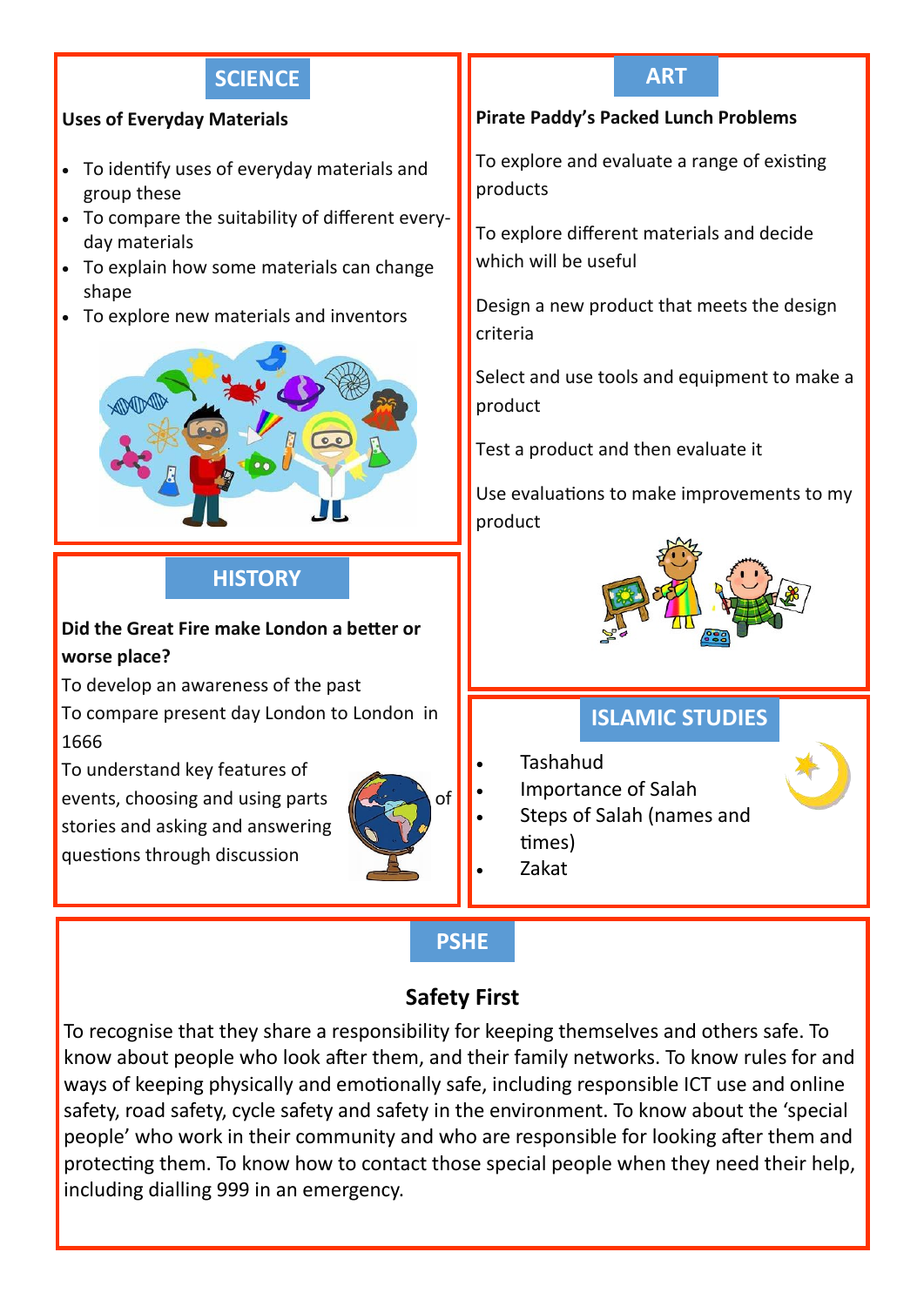## SCIENCE

**Uses of Everyday Materials**

- To identify uses of everyday materials and group these
- To compare the suitability of different every-day materials
- To explain how some materials can change shape
- To explore new materials and inventors

## HISTORY

**Did the Great Fire make London a better or worse place?**

To develop an awareness of the past

To compare present day London to London in 1666

To understand key features of events, choosing and using parts of stories and asking and answering questions through discussion

## ART

**Pirate Paddy's Packed Lunch Problems**

To explore and evaluate a range of existing products

To explore different materials and decide which will be useful

Design a new product that meets the design criteria

Select and use tools and equipment to make a product

Test a product and then evaluate it

Use evaluations to make improvements to my product

## ISLAMIC STUDIES

- Tashahud
- Importance of Salah
- Steps of Salah (names and times)
- Zakat

## PSHE

### Safety First

To recognise that they share a responsibility for keeping themselves and others safe. To know about people who look after them, and their family networks. To know rules for and ways of keeping physically and emotionally safe, including responsible ICT use and online safety, road safety, cycle safety and safety in the environment. To know about the 'special people' who work in their community and who are responsible for looking after them and protecting them. To know how to contact those special people when they need their help, including dialling 999 in an emergency.